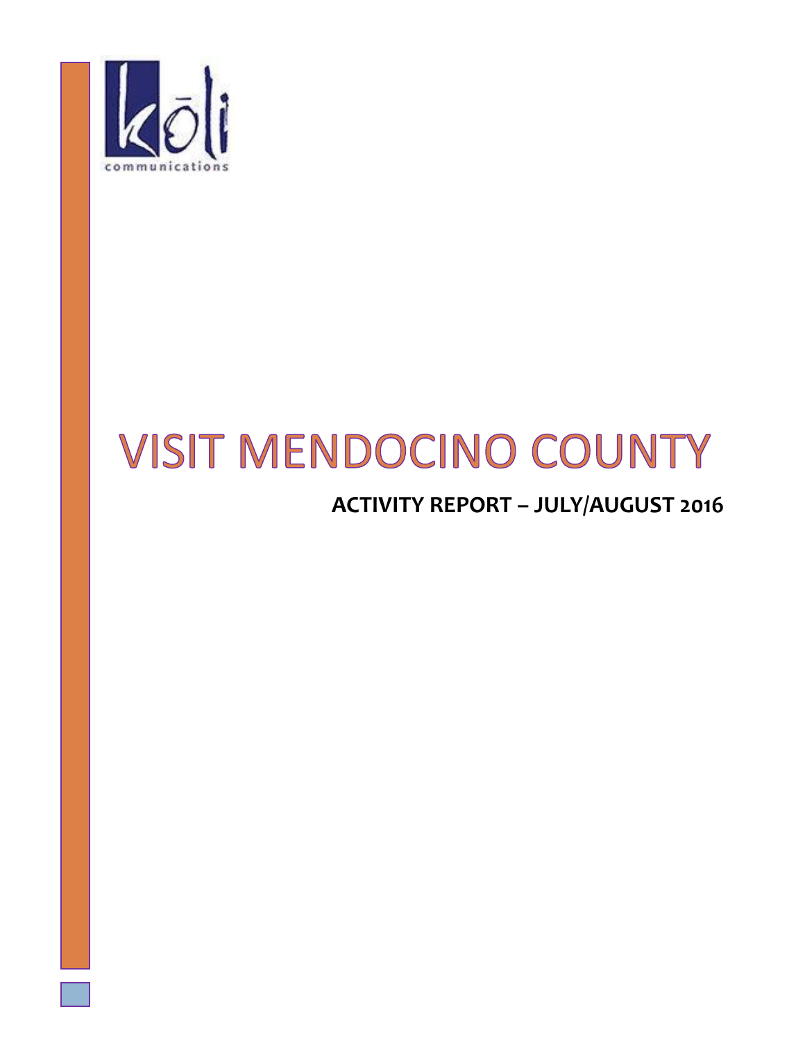kōli communications

# VISIT MENDOCINO COUNTY

## ACTIVITY REPORT – JULY/AUGUST 2016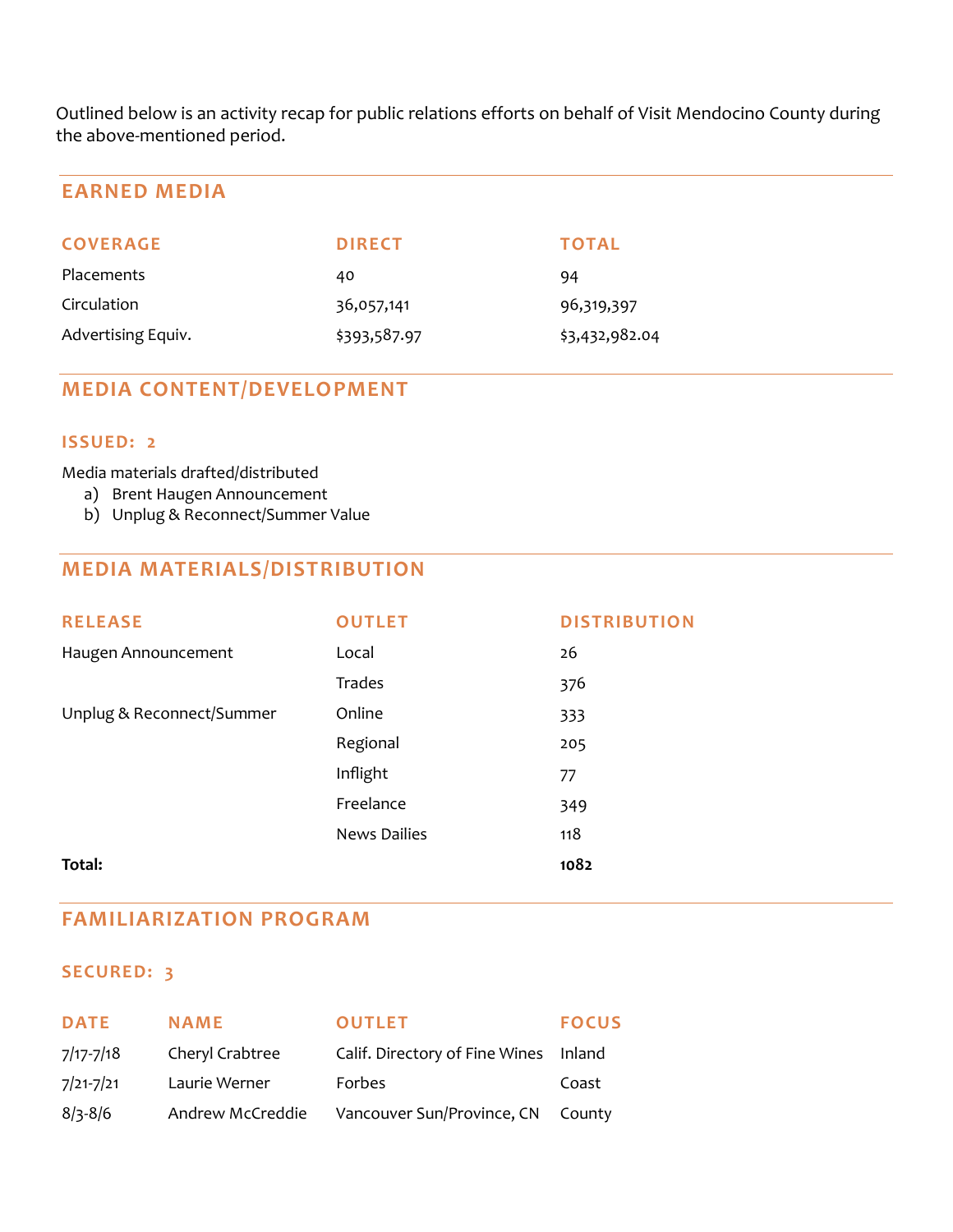Outlined below is an activity recap for public relations efforts on behalf of Visit Mendocino County during the above-mentioned period.

## EARNED MEDIA

| COVERAGE | DIRECT | TOTAL |
|---|---|---|
| Placements | 40 | 94 |
| Circulation | 36,057,141 | 96,319,397 |
| Advertising Equiv. | $393,587.97 | $3,432,982.04 |

## MEDIA CONTENT/DEVELOPMENT

### ISSUED: 2

Media materials drafted/distributed

a) Brent Haugen Announcement
b) Unplug & Reconnect/Summer Value

## MEDIA MATERIALS/DISTRIBUTION

| RELEASE | OUTLET | DISTRIBUTION |
|---|---|---|
| Haugen Announcement | Local | 26 |
| | Trades | 376 |
| Unplug & Reconnect/Summer | Online | 333 |
| | Regional | 205 |
| | Inflight | 77 |
| | Freelance | 349 |
| | News Dailies | 118 |
| **Total:** | | **1082** |

## FAMILIARIZATION PROGRAM

### SECURED: 3

| DATE | NAME | OUTLET | FOCUS |
|---|---|---|---|
| 7/17-7/18 | Cheryl Crabtree | Calif. Directory of Fine Wines | Inland |
| 7/21-7/21 | Laurie Werner | Forbes | Coast |
| 8/3-8/6 | Andrew McCreddie | Vancouver Sun/Province, CN | County |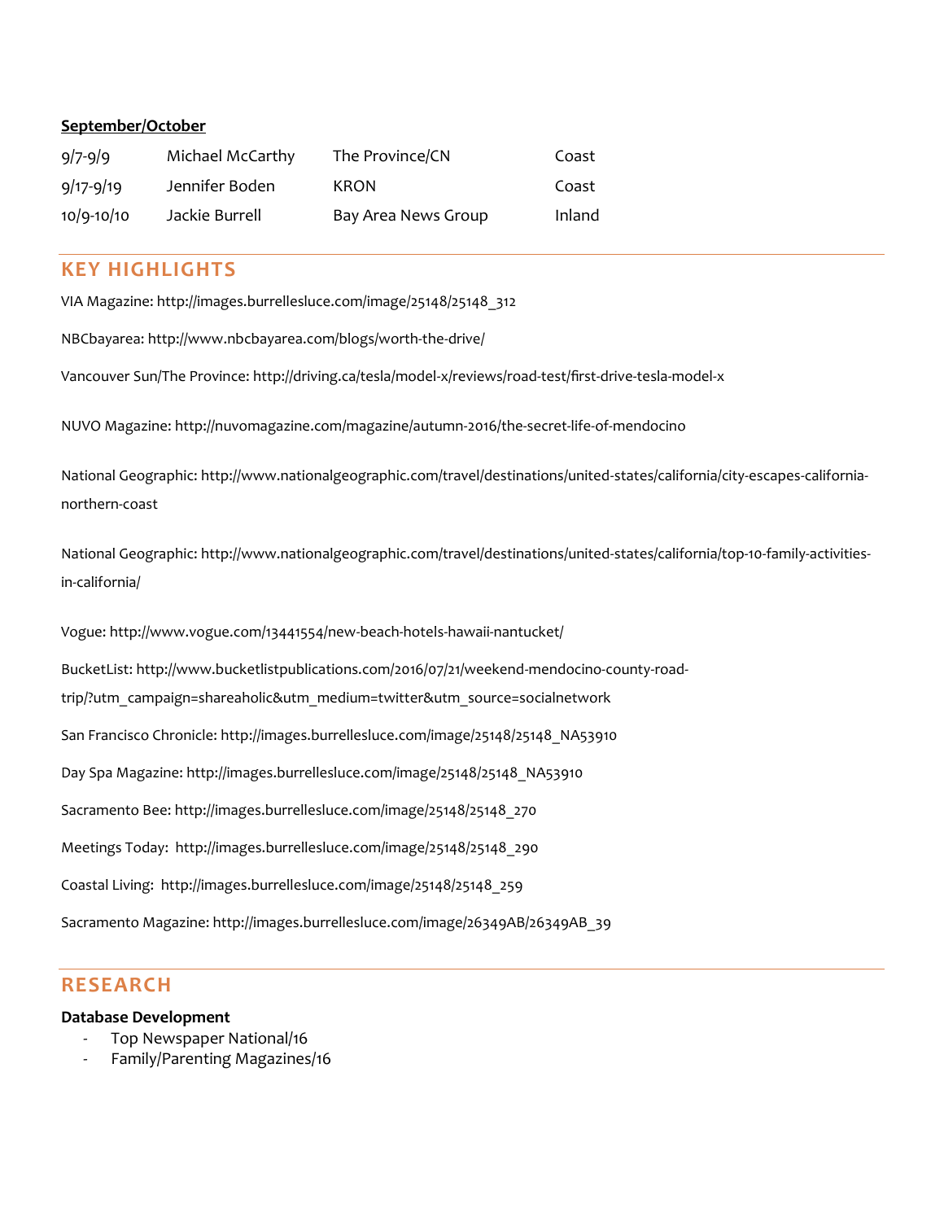**September/October**

| | | | |
|---|---|---|---|
| 9/7-9/9 | Michael McCarthy | The Province/CN | Coast |
| 9/17-9/19 | Jennifer Boden | KRON | Coast |
| 10/9-10/10 | Jackie Burrell | Bay Area News Group | Inland |

## KEY HIGHLIGHTS

VIA Magazine: http://images.burrellesluce.com/image/25148/25148_312

NBCbayarea: http://www.nbcbayarea.com/blogs/worth-the-drive/

Vancouver Sun/The Province: http://driving.ca/tesla/model-x/reviews/road-test/first-drive-tesla-model-x

NUVO Magazine: http://nuvomagazine.com/magazine/autumn-2016/the-secret-life-of-mendocino

National Geographic: http://www.nationalgeographic.com/travel/destinations/united-states/california/city-escapes-california-northern-coast

National Geographic: http://www.nationalgeographic.com/travel/destinations/united-states/california/top-10-family-activities-in-california/

Vogue: http://www.vogue.com/13441554/new-beach-hotels-hawaii-nantucket/

BucketList: http://www.bucketlistpublications.com/2016/07/21/weekend-mendocino-county-road-trip/?utm_campaign=shareaholic&utm_medium=twitter&utm_source=socialnetwork

San Francisco Chronicle: http://images.burrellesluce.com/image/25148/25148_NA53910

Day Spa Magazine: http://images.burrellesluce.com/image/25148/25148_NA53910

Sacramento Bee: http://images.burrellesluce.com/image/25148/25148_270

Meetings Today: http://images.burrellesluce.com/image/25148/25148_290

Coastal Living: http://images.burrellesluce.com/image/25148/25148_259

Sacramento Magazine: http://images.burrellesluce.com/image/26349AB/26349AB_39

## RESEARCH

**Database Development**

- Top Newspaper National/16
- Family/Parenting Magazines/16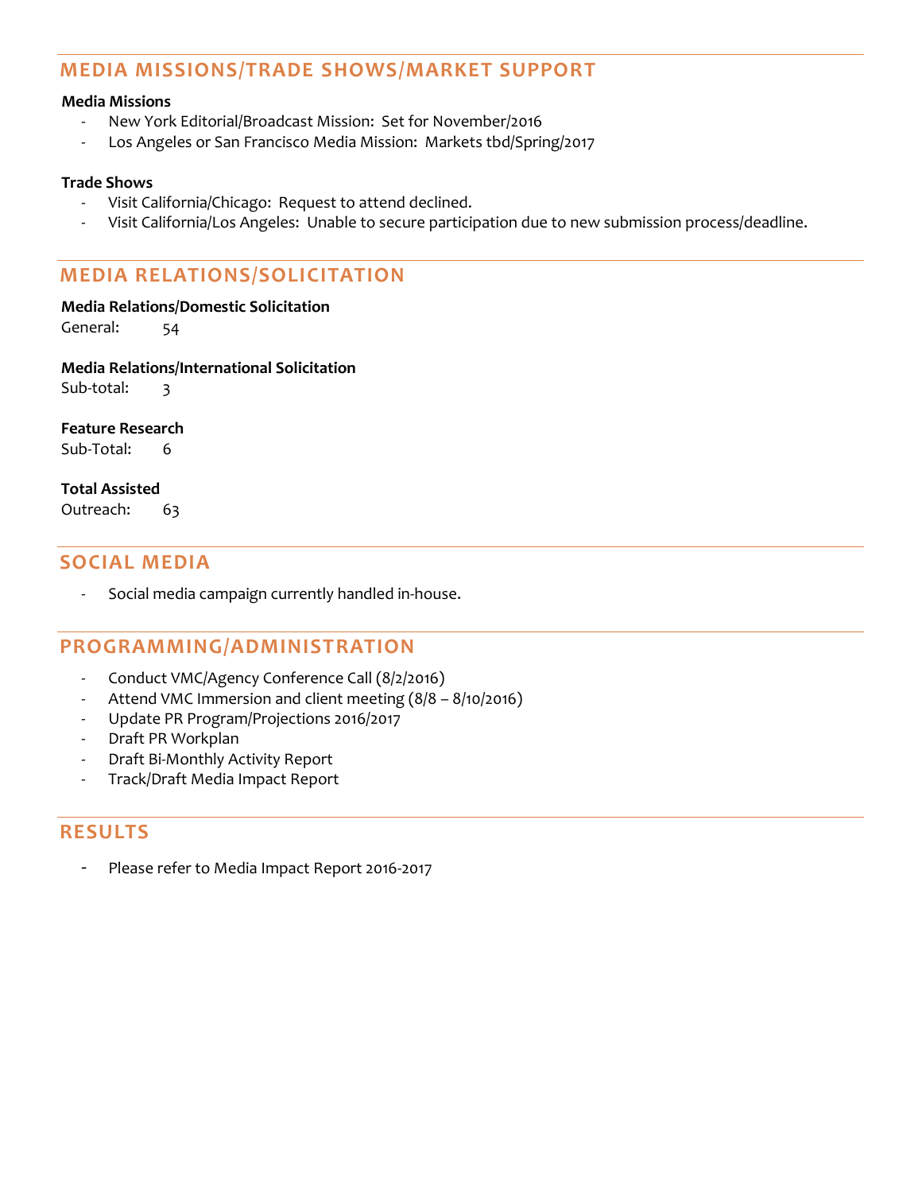## MEDIA MISSIONS/TRADE SHOWS/MARKET SUPPORT

**Media Missions**

- New York Editorial/Broadcast Mission: Set for November/2016
- Los Angeles or San Francisco Media Mission: Markets tbd/Spring/2017

**Trade Shows**

- Visit California/Chicago: Request to attend declined.
- Visit California/Los Angeles: Unable to secure participation due to new submission process/deadline.

## MEDIA RELATIONS/SOLICITATION

**Media Relations/Domestic Solicitation**

General: 54

**Media Relations/International Solicitation**

Sub-total: 3

**Feature Research**

Sub-Total: 6

**Total Assisted**

Outreach: 63

## SOCIAL MEDIA

- Social media campaign currently handled in-house.

## PROGRAMMING/ADMINISTRATION

- Conduct VMC/Agency Conference Call (8/2/2016)
- Attend VMC Immersion and client meeting (8/8 – 8/10/2016)
- Update PR Program/Projections 2016/2017
- Draft PR Workplan
- Draft Bi-Monthly Activity Report
- Track/Draft Media Impact Report

## RESULTS

- Please refer to Media Impact Report 2016-2017